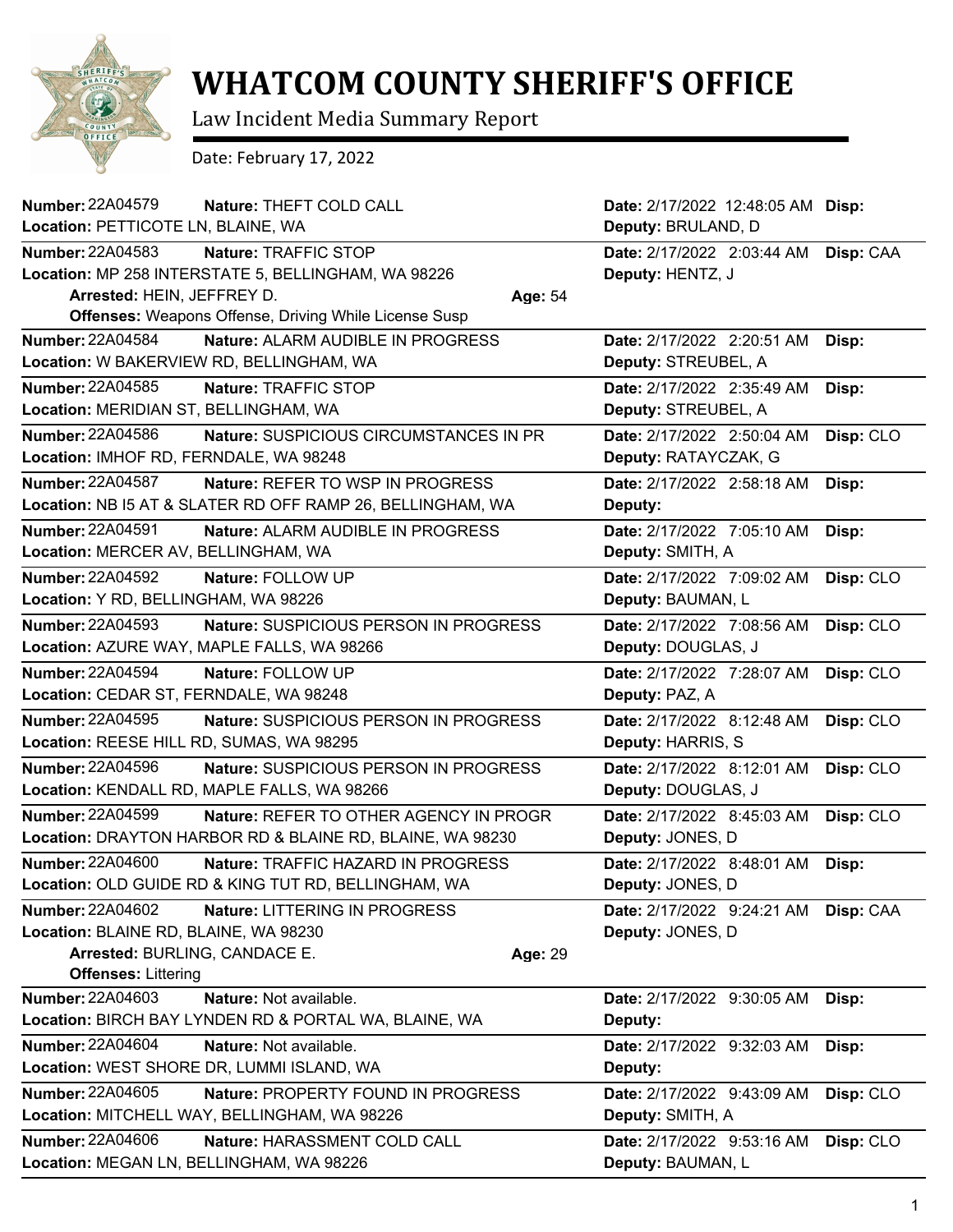# WHATCOM COUNTY SHERIFF'S OFFICE

Law Incident Media Summary Report

Date: February 17, 2022

**Number:** 22A04579 **Nature:** THEFT COLD CALL **Date:** 2/17/2022 12:48:05 AM **Disp:**
**Location:** PETTICOTE LN, BLAINE, WA **Deputy:** BRULAND, D

---

**Number:** 22A04583 **Nature:** TRAFFIC STOP **Date:** 2/17/2022 2:03:44 AM **Disp:** CAA
**Location:** MP 258 INTERSTATE 5, BELLINGHAM, WA 98226 **Deputy:** HENTZ, J
**Arrested:** HEIN, JEFFREY D. **Age:** 54
**Offenses:** Weapons Offense, Driving While License Susp

---

**Number:** 22A04584 **Nature:** ALARM AUDIBLE IN PROGRESS **Date:** 2/17/2022 2:20:51 AM **Disp:**
**Location:** W BAKERVIEW RD, BELLINGHAM, WA **Deputy:** STREUBEL, A

---

**Number:** 22A04585 **Nature:** TRAFFIC STOP **Date:** 2/17/2022 2:35:49 AM **Disp:**
**Location:** MERIDIAN ST, BELLINGHAM, WA **Deputy:** STREUBEL, A

---

**Number:** 22A04586 **Nature:** SUSPICIOUS CIRCUMSTANCES IN PR **Date:** 2/17/2022 2:50:04 AM **Disp:** CLO
**Location:** IMHOF RD, FERNDALE, WA 98248 **Deputy:** RATAYCZAK, G

---

**Number:** 22A04587 **Nature:** REFER TO WSP IN PROGRESS **Date:** 2/17/2022 2:58:18 AM **Disp:**
**Location:** NB I5 AT & SLATER RD OFF RAMP 26, BELLINGHAM, WA **Deputy:**

---

**Number:** 22A04591 **Nature:** ALARM AUDIBLE IN PROGRESS **Date:** 2/17/2022 7:05:10 AM **Disp:**
**Location:** MERCER AV, BELLINGHAM, WA **Deputy:** SMITH, A

---

**Number:** 22A04592 **Nature:** FOLLOW UP **Date:** 2/17/2022 7:09:02 AM **Disp:** CLO
**Location:** Y RD, BELLINGHAM, WA 98226 **Deputy:** BAUMAN, L

---

**Number:** 22A04593 **Nature:** SUSPICIOUS PERSON IN PROGRESS **Date:** 2/17/2022 7:08:56 AM **Disp:** CLO
**Location:** AZURE WAY, MAPLE FALLS, WA 98266 **Deputy:** DOUGLAS, J

---

**Number:** 22A04594 **Nature:** FOLLOW UP **Date:** 2/17/2022 7:28:07 AM **Disp:** CLO
**Location:** CEDAR ST, FERNDALE, WA 98248 **Deputy:** PAZ, A

---

**Number:** 22A04595 **Nature:** SUSPICIOUS PERSON IN PROGRESS **Date:** 2/17/2022 8:12:48 AM **Disp:** CLO
**Location:** REESE HILL RD, SUMAS, WA 98295 **Deputy:** HARRIS, S

---

**Number:** 22A04596 **Nature:** SUSPICIOUS PERSON IN PROGRESS **Date:** 2/17/2022 8:12:01 AM **Disp:** CLO
**Location:** KENDALL RD, MAPLE FALLS, WA 98266 **Deputy:** DOUGLAS, J

---

**Number:** 22A04599 **Nature:** REFER TO OTHER AGENCY IN PROGR **Date:** 2/17/2022 8:45:03 AM **Disp:** CLO
**Location:** DRAYTON HARBOR RD & BLAINE RD, BLAINE, WA 98230 **Deputy:** JONES, D

---

**Number:** 22A04600 **Nature:** TRAFFIC HAZARD IN PROGRESS **Date:** 2/17/2022 8:48:01 AM **Disp:**
**Location:** OLD GUIDE RD & KING TUT RD, BELLINGHAM, WA **Deputy:** JONES, D

---

**Number:** 22A04602 **Nature:** LITTERING IN PROGRESS **Date:** 2/17/2022 9:24:21 AM **Disp:** CAA
**Location:** BLAINE RD, BLAINE, WA 98230 **Deputy:** JONES, D
**Arrested:** BURLING, CANDACE E. **Age:** 29
**Offenses:** Littering

---

**Number:** 22A04603 **Nature:** Not available. **Date:** 2/17/2022 9:30:05 AM **Disp:**
**Location:** BIRCH BAY LYNDEN RD & PORTAL WA, BLAINE, WA **Deputy:**

---

**Number:** 22A04604 **Nature:** Not available. **Date:** 2/17/2022 9:32:03 AM **Disp:**
**Location:** WEST SHORE DR, LUMMI ISLAND, WA **Deputy:**

---

**Number:** 22A04605 **Nature:** PROPERTY FOUND IN PROGRESS **Date:** 2/17/2022 9:43:09 AM **Disp:** CLO
**Location:** MITCHELL WAY, BELLINGHAM, WA 98226 **Deputy:** SMITH, A

---

**Number:** 22A04606 **Nature:** HARASSMENT COLD CALL **Date:** 2/17/2022 9:53:16 AM **Disp:** CLO
**Location:** MEGAN LN, BELLINGHAM, WA 98226 **Deputy:** BAUMAN, L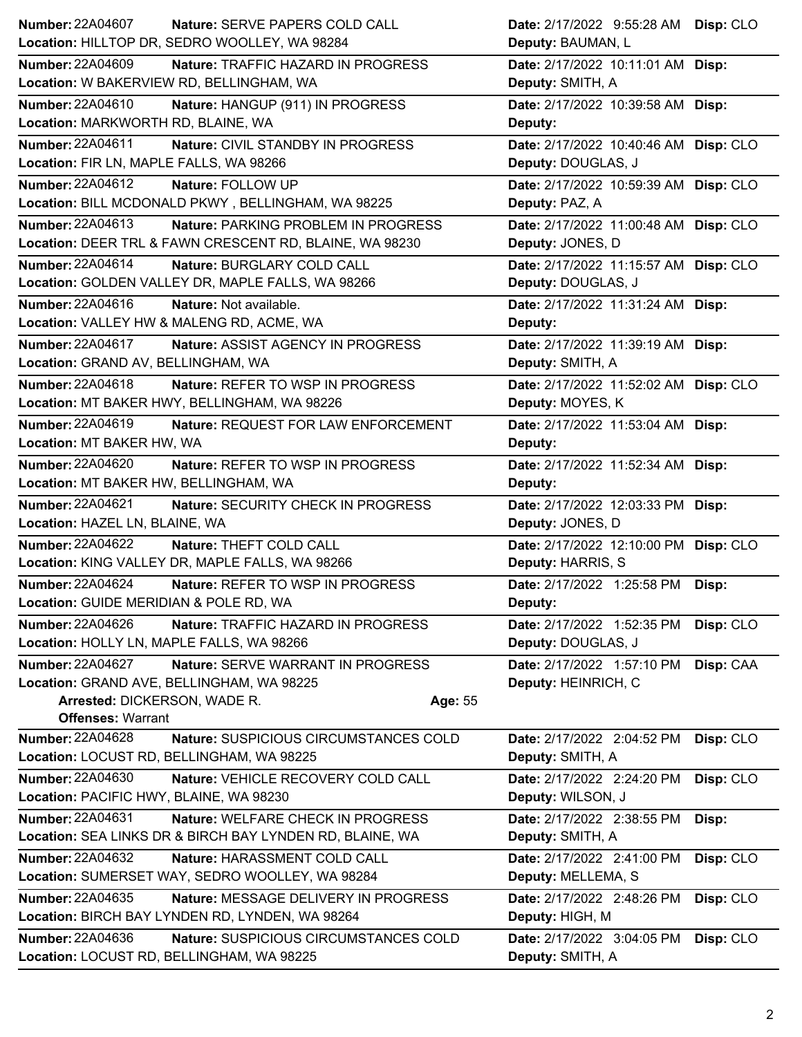**Number:** 22A04607 **Nature:** SERVE PAPERS COLD CALL **Date:** 2/17/2022 9:55:28 AM **Disp:** CLO
**Location:** HILLTOP DR, SEDRO WOOLLEY, WA 98284 **Deputy:** BAUMAN, L

---

**Number:** 22A04609 **Nature:** TRAFFIC HAZARD IN PROGRESS **Date:** 2/17/2022 10:11:01 AM **Disp:**
**Location:** W BAKERVIEW RD, BELLINGHAM, WA **Deputy:** SMITH, A

---

**Number:** 22A04610 **Nature:** HANGUP (911) IN PROGRESS **Date:** 2/17/2022 10:39:58 AM **Disp:**
**Location:** MARKWORTH RD, BLAINE, WA **Deputy:**

---

**Number:** 22A04611 **Nature:** CIVIL STANDBY IN PROGRESS **Date:** 2/17/2022 10:40:46 AM **Disp:** CLO
**Location:** FIR LN, MAPLE FALLS, WA 98266 **Deputy:** DOUGLAS, J

---

**Number:** 22A04612 **Nature:** FOLLOW UP **Date:** 2/17/2022 10:59:39 AM **Disp:** CLO
**Location:** BILL MCDONALD PKWY , BELLINGHAM, WA 98225 **Deputy:** PAZ, A

---

**Number:** 22A04613 **Nature:** PARKING PROBLEM IN PROGRESS **Date:** 2/17/2022 11:00:48 AM **Disp:** CLO
**Location:** DEER TRL & FAWN CRESCENT RD, BLAINE, WA 98230 **Deputy:** JONES, D

---

**Number:** 22A04614 **Nature:** BURGLARY COLD CALL **Date:** 2/17/2022 11:15:57 AM **Disp:** CLO
**Location:** GOLDEN VALLEY DR, MAPLE FALLS, WA 98266 **Deputy:** DOUGLAS, J

---

**Number:** 22A04616 **Nature:** Not available. **Date:** 2/17/2022 11:31:24 AM **Disp:**
**Location:** VALLEY HW & MALENG RD, ACME, WA **Deputy:**

---

**Number:** 22A04617 **Nature:** ASSIST AGENCY IN PROGRESS **Date:** 2/17/2022 11:39:19 AM **Disp:**
**Location:** GRAND AV, BELLINGHAM, WA **Deputy:** SMITH, A

---

**Number:** 22A04618 **Nature:** REFER TO WSP IN PROGRESS **Date:** 2/17/2022 11:52:02 AM **Disp:** CLO
**Location:** MT BAKER HWY, BELLINGHAM, WA 98226 **Deputy:** MOYES, K

---

**Number:** 22A04619 **Nature:** REQUEST FOR LAW ENFORCEMENT **Date:** 2/17/2022 11:53:04 AM **Disp:**
**Location:** MT BAKER HW, WA **Deputy:**

---

**Number:** 22A04620 **Nature:** REFER TO WSP IN PROGRESS **Date:** 2/17/2022 11:52:34 AM **Disp:**
**Location:** MT BAKER HW, BELLINGHAM, WA **Deputy:**

---

**Number:** 22A04621 **Nature:** SECURITY CHECK IN PROGRESS **Date:** 2/17/2022 12:03:33 PM **Disp:**
**Location:** HAZEL LN, BLAINE, WA **Deputy:** JONES, D

---

**Number:** 22A04622 **Nature:** THEFT COLD CALL **Date:** 2/17/2022 12:10:00 PM **Disp:** CLO
**Location:** KING VALLEY DR, MAPLE FALLS, WA 98266 **Deputy:** HARRIS, S

---

**Number:** 22A04624 **Nature:** REFER TO WSP IN PROGRESS **Date:** 2/17/2022 1:25:58 PM **Disp:**
**Location:** GUIDE MERIDIAN & POLE RD, WA **Deputy:**

---

**Number:** 22A04626 **Nature:** TRAFFIC HAZARD IN PROGRESS **Date:** 2/17/2022 1:52:35 PM **Disp:** CLO
**Location:** HOLLY LN, MAPLE FALLS, WA 98266 **Deputy:** DOUGLAS, J

---

**Number:** 22A04627 **Nature:** SERVE WARRANT IN PROGRESS **Date:** 2/17/2022 1:57:10 PM **Disp:** CAA
**Location:** GRAND AVE, BELLINGHAM, WA 98225 **Deputy:** HEINRICH, C
**Arrested:** DICKERSON, WADE R. **Age:** 55
**Offenses:** Warrant

---

**Number:** 22A04628 **Nature:** SUSPICIOUS CIRCUMSTANCES COLD **Date:** 2/17/2022 2:04:52 PM **Disp:** CLO
**Location:** LOCUST RD, BELLINGHAM, WA 98225 **Deputy:** SMITH, A

---

**Number:** 22A04630 **Nature:** VEHICLE RECOVERY COLD CALL **Date:** 2/17/2022 2:24:20 PM **Disp:** CLO
**Location:** PACIFIC HWY, BLAINE, WA 98230 **Deputy:** WILSON, J

---

**Number:** 22A04631 **Nature:** WELFARE CHECK IN PROGRESS **Date:** 2/17/2022 2:38:55 PM **Disp:**
**Location:** SEA LINKS DR & BIRCH BAY LYNDEN RD, BLAINE, WA **Deputy:** SMITH, A

---

**Number:** 22A04632 **Nature:** HARASSMENT COLD CALL **Date:** 2/17/2022 2:41:00 PM **Disp:** CLO
**Location:** SUMERSET WAY, SEDRO WOOLLEY, WA 98284 **Deputy:** MELLEMA, S

---

**Number:** 22A04635 **Nature:** MESSAGE DELIVERY IN PROGRESS **Date:** 2/17/2022 2:48:26 PM **Disp:** CLO
**Location:** BIRCH BAY LYNDEN RD, LYNDEN, WA 98264 **Deputy:** HIGH, M

---

**Number:** 22A04636 **Nature:** SUSPICIOUS CIRCUMSTANCES COLD **Date:** 2/17/2022 3:04:05 PM **Disp:** CLO
**Location:** LOCUST RD, BELLINGHAM, WA 98225 **Deputy:** SMITH, A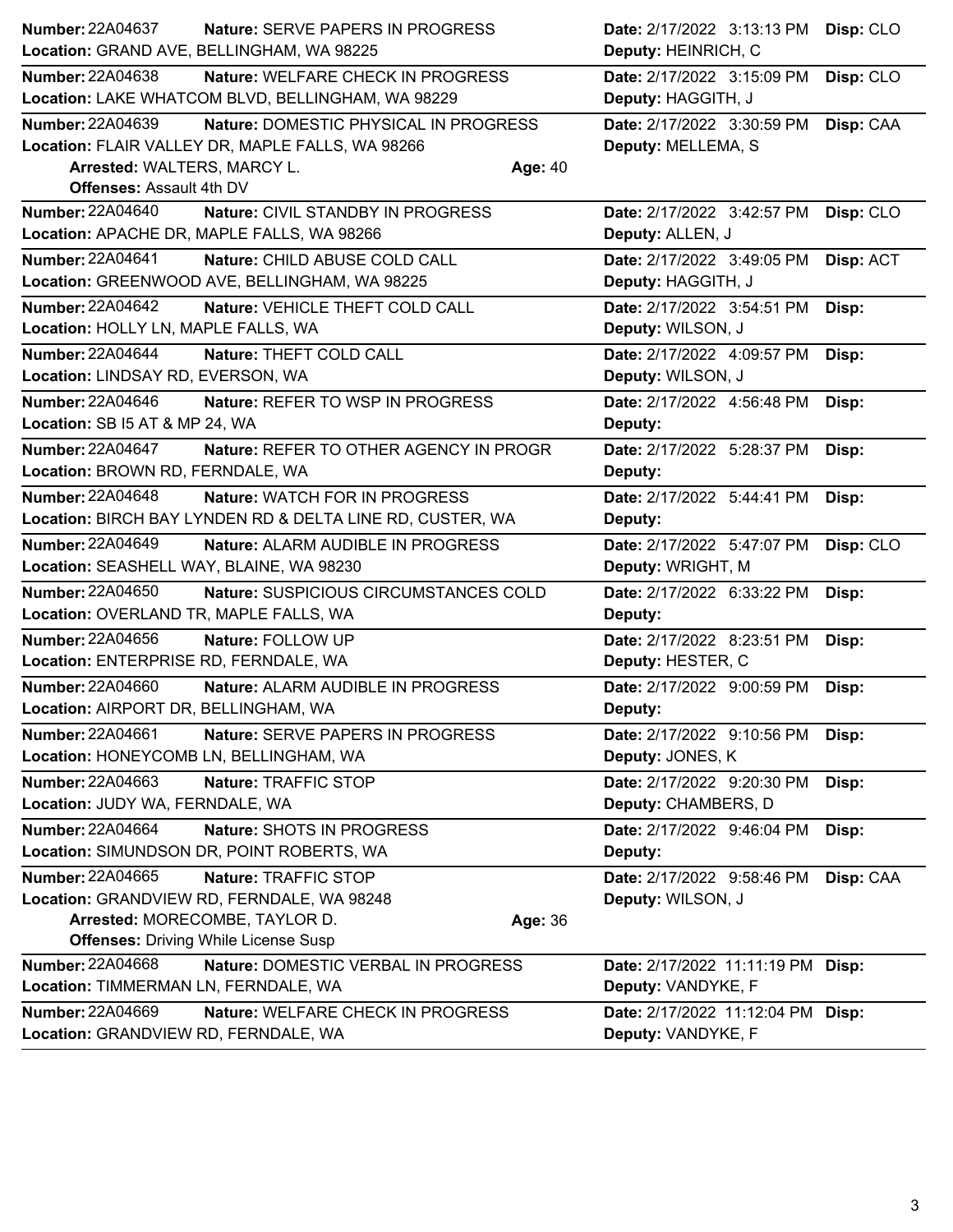**Number:** 22A04637 **Nature:** SERVE PAPERS IN PROGRESS **Date:** 2/17/2022 3:13:13 PM **Disp:** CLO
**Location:** GRAND AVE, BELLINGHAM, WA 98225 **Deputy:** HEINRICH, C

---

**Number:** 22A04638 **Nature:** WELFARE CHECK IN PROGRESS **Date:** 2/17/2022 3:15:09 PM **Disp:** CLO
**Location:** LAKE WHATCOM BLVD, BELLINGHAM, WA 98229 **Deputy:** HAGGITH, J

---

**Number:** 22A04639 **Nature:** DOMESTIC PHYSICAL IN PROGRESS **Date:** 2/17/2022 3:30:59 PM **Disp:** CAA
**Location:** FLAIR VALLEY DR, MAPLE FALLS, WA 98266 **Deputy:** MELLEMA, S
**Arrested:** WALTERS, MARCY L. **Age:** 40
**Offenses:** Assault 4th DV

---

**Number:** 22A04640 **Nature:** CIVIL STANDBY IN PROGRESS **Date:** 2/17/2022 3:42:57 PM **Disp:** CLO
**Location:** APACHE DR, MAPLE FALLS, WA 98266 **Deputy:** ALLEN, J

---

**Number:** 22A04641 **Nature:** CHILD ABUSE COLD CALL **Date:** 2/17/2022 3:49:05 PM **Disp:** ACT
**Location:** GREENWOOD AVE, BELLINGHAM, WA 98225 **Deputy:** HAGGITH, J

---

**Number:** 22A04642 **Nature:** VEHICLE THEFT COLD CALL **Date:** 2/17/2022 3:54:51 PM **Disp:**
**Location:** HOLLY LN, MAPLE FALLS, WA **Deputy:** WILSON, J

---

**Number:** 22A04644 **Nature:** THEFT COLD CALL **Date:** 2/17/2022 4:09:57 PM **Disp:**
**Location:** LINDSAY RD, EVERSON, WA **Deputy:** WILSON, J

---

**Number:** 22A04646 **Nature:** REFER TO WSP IN PROGRESS **Date:** 2/17/2022 4:56:48 PM **Disp:**
**Location:** SB I5 AT & MP 24, WA **Deputy:**

---

**Number:** 22A04647 **Nature:** REFER TO OTHER AGENCY IN PROGR **Date:** 2/17/2022 5:28:37 PM **Disp:**
**Location:** BROWN RD, FERNDALE, WA **Deputy:**

---

**Number:** 22A04648 **Nature:** WATCH FOR IN PROGRESS **Date:** 2/17/2022 5:44:41 PM **Disp:**
**Location:** BIRCH BAY LYNDEN RD & DELTA LINE RD, CUSTER, WA **Deputy:**

---

**Number:** 22A04649 **Nature:** ALARM AUDIBLE IN PROGRESS **Date:** 2/17/2022 5:47:07 PM **Disp:** CLO
**Location:** SEASHELL WAY, BLAINE, WA 98230 **Deputy:** WRIGHT, M

---

**Number:** 22A04650 **Nature:** SUSPICIOUS CIRCUMSTANCES COLD **Date:** 2/17/2022 6:33:22 PM **Disp:**
**Location:** OVERLAND TR, MAPLE FALLS, WA **Deputy:**

---

**Number:** 22A04656 **Nature:** FOLLOW UP **Date:** 2/17/2022 8:23:51 PM **Disp:**
**Location:** ENTERPRISE RD, FERNDALE, WA **Deputy:** HESTER, C

---

**Number:** 22A04660 **Nature:** ALARM AUDIBLE IN PROGRESS **Date:** 2/17/2022 9:00:59 PM **Disp:**
**Location:** AIRPORT DR, BELLINGHAM, WA **Deputy:**

---

**Number:** 22A04661 **Nature:** SERVE PAPERS IN PROGRESS **Date:** 2/17/2022 9:10:56 PM **Disp:**
**Location:** HONEYCOMB LN, BELLINGHAM, WA **Deputy:** JONES, K

---

**Number:** 22A04663 **Nature:** TRAFFIC STOP **Date:** 2/17/2022 9:20:30 PM **Disp:**
**Location:** JUDY WA, FERNDALE, WA **Deputy:** CHAMBERS, D

---

**Number:** 22A04664 **Nature:** SHOTS IN PROGRESS **Date:** 2/17/2022 9:46:04 PM **Disp:**
**Location:** SIMUNDSON DR, POINT ROBERTS, WA **Deputy:**

---

**Number:** 22A04665 **Nature:** TRAFFIC STOP **Date:** 2/17/2022 9:58:46 PM **Disp:** CAA
**Location:** GRANDVIEW RD, FERNDALE, WA 98248 **Deputy:** WILSON, J
**Arrested:** MORECOMBE, TAYLOR D. **Age:** 36
**Offenses:** Driving While License Susp

---

**Number:** 22A04668 **Nature:** DOMESTIC VERBAL IN PROGRESS **Date:** 2/17/2022 11:11:19 PM **Disp:**
**Location:** TIMMERMAN LN, FERNDALE, WA **Deputy:** VANDYKE, F

---

**Number:** 22A04669 **Nature:** WELFARE CHECK IN PROGRESS **Date:** 2/17/2022 11:12:04 PM **Disp:**
**Location:** GRANDVIEW RD, FERNDALE, WA **Deputy:** VANDYKE, F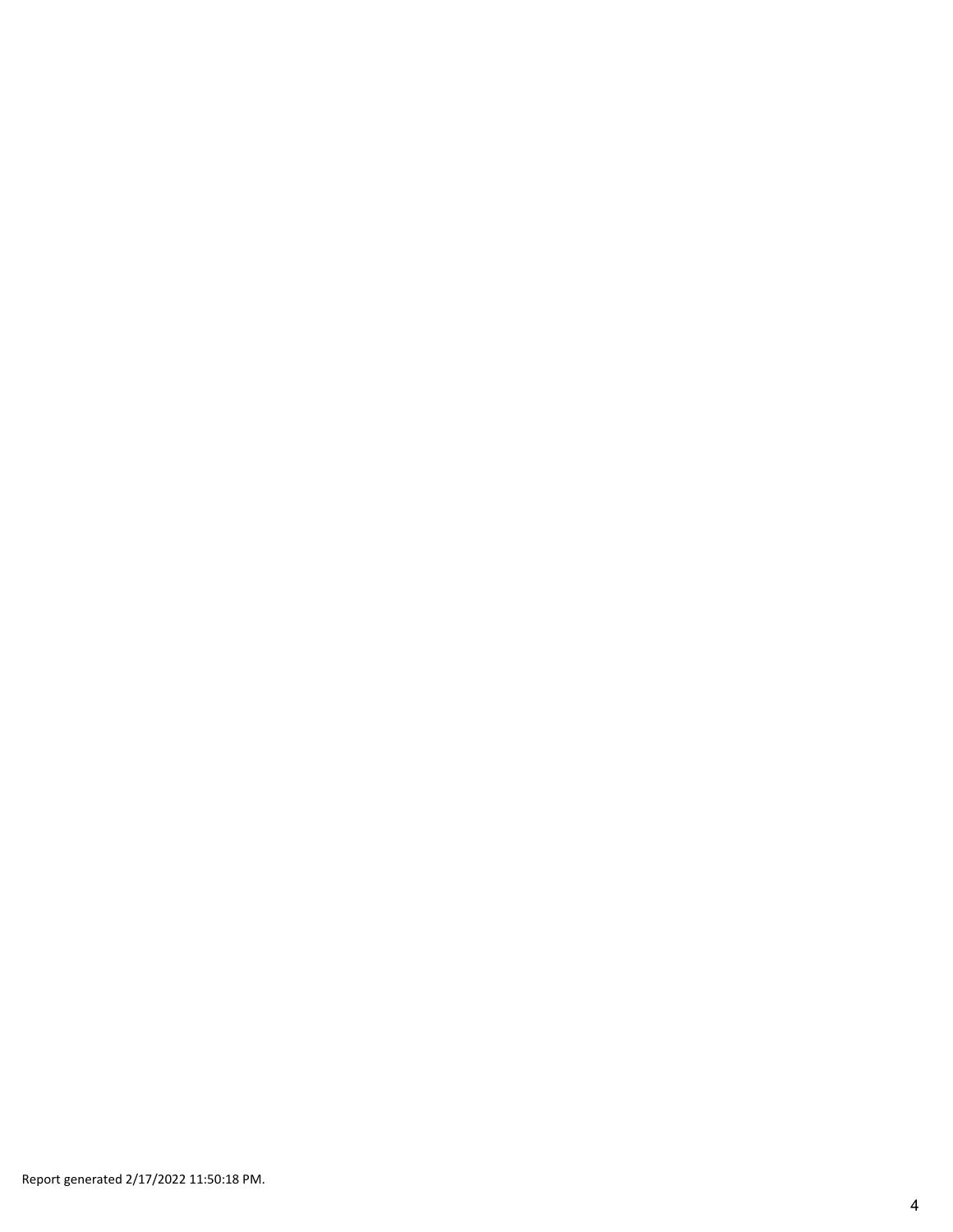Report generated 2/17/2022 11:50:18 PM.